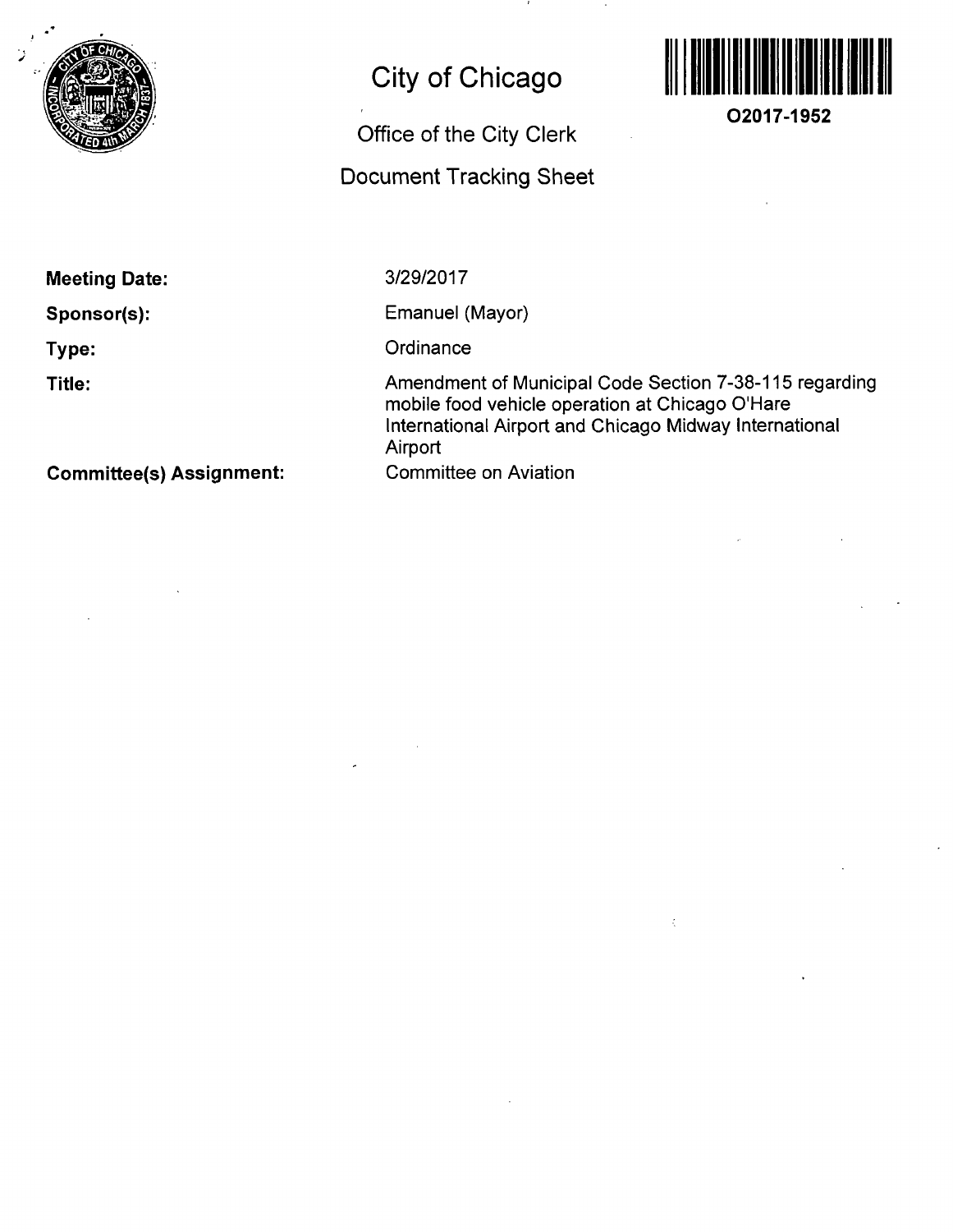# City of Chicago

## Office of the City Clerk

## Document Tracking Sheet

O2017-1952

**Meeting Date:** 3/29/2017

**Sponsor(s):** Emanuel (Mayor)

**Type:** Ordinance

**Title:** Amendment of Municipal Code Section 7-38-115 regarding mobile food vehicle operation at Chicago O'Hare International Airport and Chicago Midway International Airport

**Committee(s) Assignment:** Committee on Aviation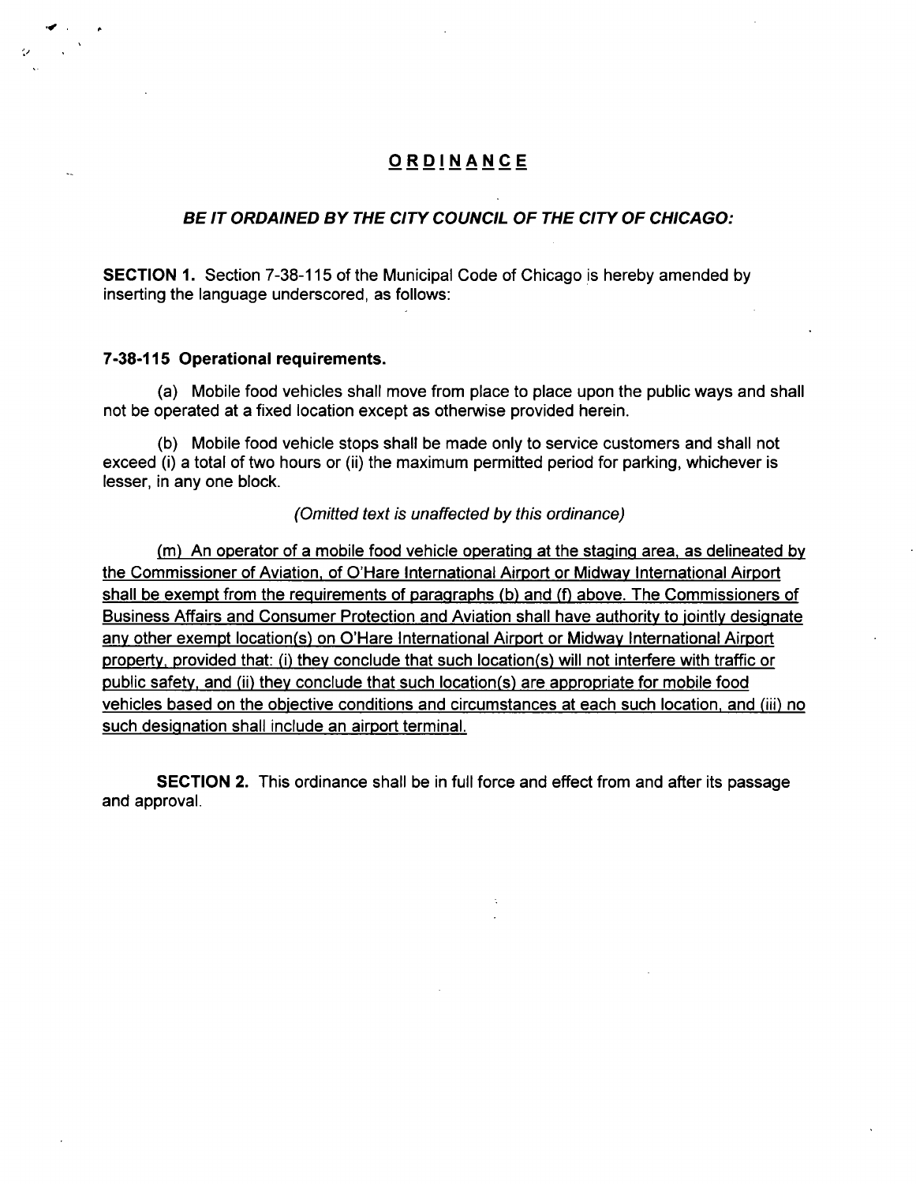# ORDINANCE

***BE IT ORDAINED BY THE CITY COUNCIL OF THE CITY OF CHICAGO:***

**SECTION 1.** Section 7-38-115 of the Municipal Code of Chicago is hereby amended by inserting the language underscored, as follows:

**7-38-115 Operational requirements.**

(a) Mobile food vehicles shall move from place to place upon the public ways and shall not be operated at a fixed location except as otherwise provided herein.

(b) Mobile food vehicle stops shall be made only to service customers and shall not exceed (i) a total of two hours or (ii) the maximum permitted period for parking, whichever is lesser, in any one block.

*(Omitted text is unaffected by this ordinance)*

<u>(m) An operator of a mobile food vehicle operating at the staging area, as delineated by the Commissioner of Aviation, of O'Hare International Airport or Midway International Airport shall be exempt from the requirements of paragraphs (b) and (f) above. The Commissioners of Business Affairs and Consumer Protection and Aviation shall have authority to jointly designate any other exempt location(s) on O'Hare International Airport or Midway International Airport property, provided that: (i) they conclude that such location(s) will not interfere with traffic or public safety, and (ii) they conclude that such location(s) are appropriate for mobile food vehicles based on the objective conditions and circumstances at each such location, and (iii) no such designation shall include an airport terminal.</u>

**SECTION 2.** This ordinance shall be in full force and effect from and after its passage and approval.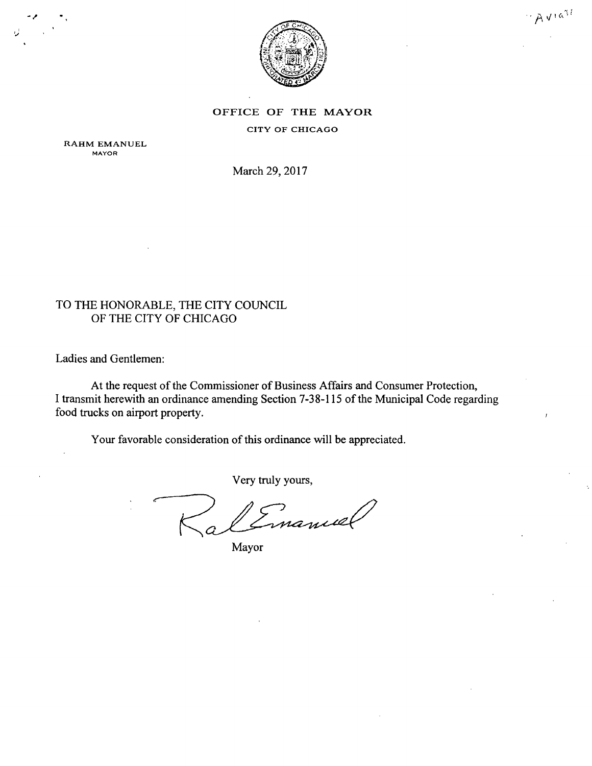# OFFICE OF THE MAYOR

CITY OF CHICAGO

RAHM EMANUEL
MAYOR

March 29, 2017

TO THE HONORABLE, THE CITY COUNCIL
OF THE CITY OF CHICAGO

Ladies and Gentlemen:

At the request of the Commissioner of Business Affairs and Consumer Protection, I transmit herewith an ordinance amending Section 7-38-115 of the Municipal Code regarding food trucks on airport property.

Your favorable consideration of this ordinance will be appreciated.

Very truly yours,

Mayor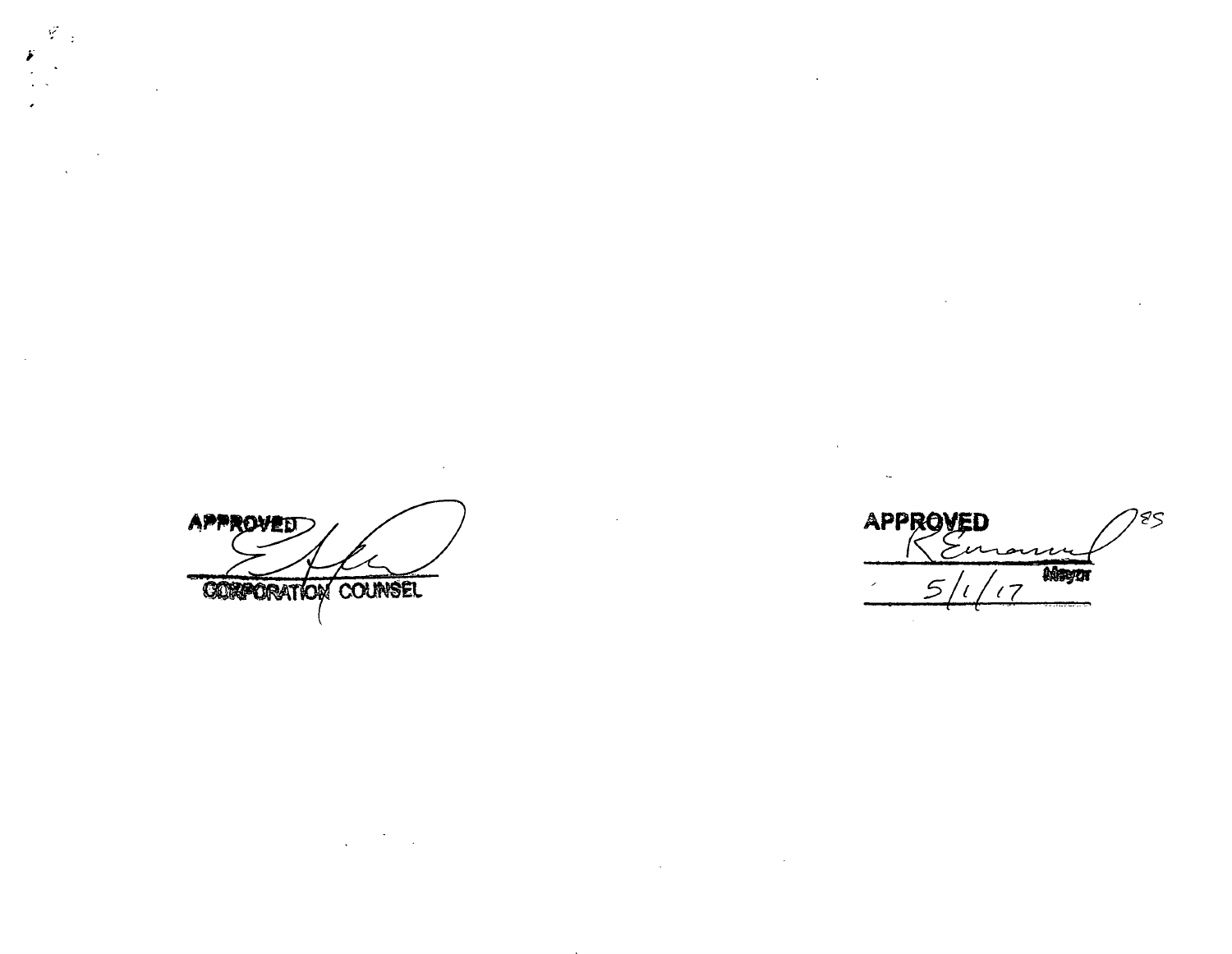APPROVED

CORPORATION COUNSEL

APPROVED

Mayor

5/1/17